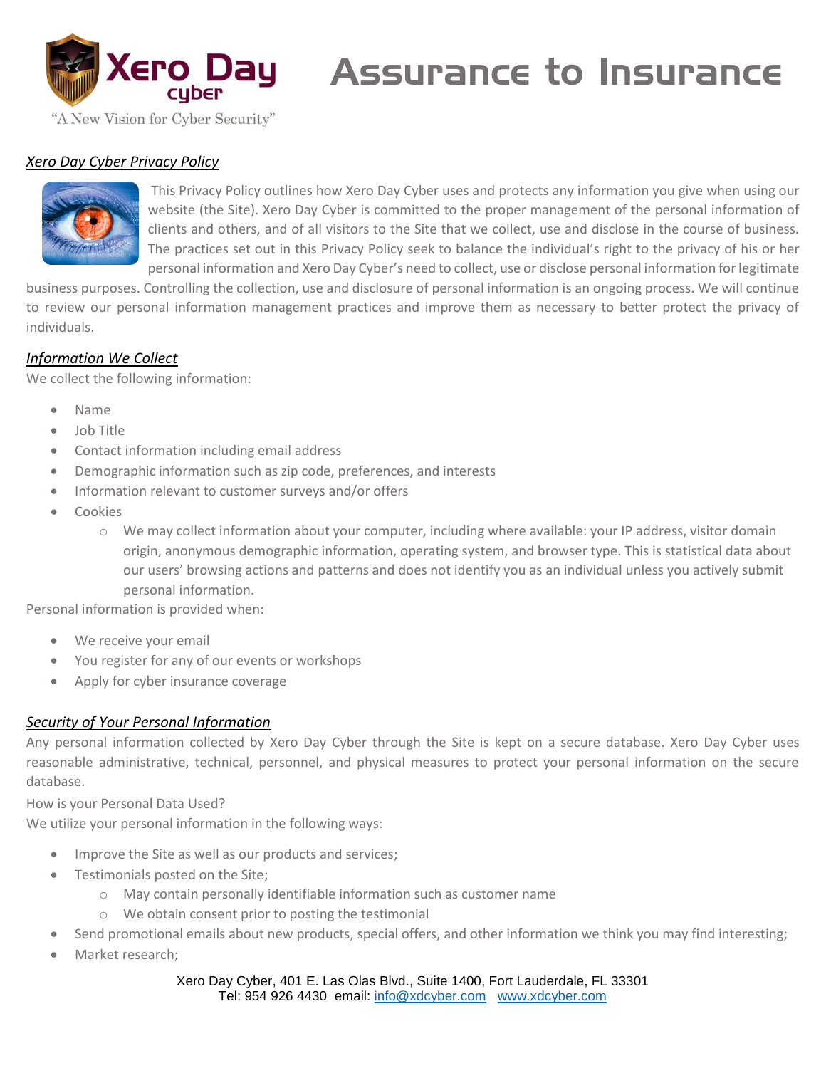# Assurance to Insurance

"A New Vision for Cyber Security"

## *Xero Day Cyber Privacy Policy*

This Privacy Policy outlines how Xero Day Cyber uses and protects any information you give when using our website (the Site). Xero Day Cyber is committed to the proper management of the personal information of clients and others, and of all visitors to the Site that we collect, use and disclose in the course of business. The practices set out in this Privacy Policy seek to balance the individual's right to the privacy of his or her personal information and Xero Day Cyber's need to collect, use or disclose personal information for legitimate business purposes. Controlling the collection, use and disclosure of personal information is an ongoing process. We will continue to review our personal information management practices and improve them as necessary to better protect the privacy of individuals.

## *Information We Collect*

We collect the following information:

- Name
- Job Title
- Contact information including email address
- Demographic information such as zip code, preferences, and interests
- Information relevant to customer surveys and/or offers
- Cookies
  - We may collect information about your computer, including where available: your IP address, visitor domain origin, anonymous demographic information, operating system, and browser type. This is statistical data about our users' browsing actions and patterns and does not identify you as an individual unless you actively submit personal information.

Personal information is provided when:

- We receive your email
- You register for any of our events or workshops
- Apply for cyber insurance coverage

## *Security of Your Personal Information*

Any personal information collected by Xero Day Cyber through the Site is kept on a secure database. Xero Day Cyber uses reasonable administrative, technical, personnel, and physical measures to protect your personal information on the secure database.

How is your Personal Data Used?

We utilize your personal information in the following ways:

- Improve the Site as well as our products and services;
- Testimonials posted on the Site;
  - May contain personally identifiable information such as customer name
  - We obtain consent prior to posting the testimonial
- Send promotional emails about new products, special offers, and other information we think you may find interesting;
- Market research;

Xero Day Cyber, 401 E. Las Olas Blvd., Suite 1400, Fort Lauderdale, FL 33301
Tel: 954 926 4430 email: info@xdcyber.com www.xdcyber.com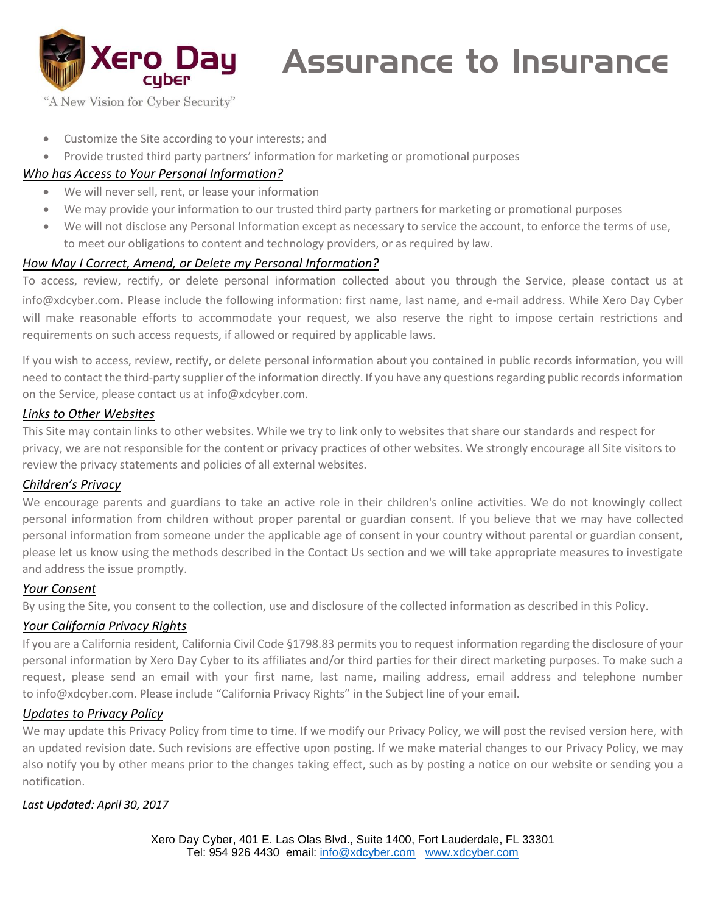- Customize the Site according to your interests; and
- Provide trusted third party partners' information for marketing or promotional purposes

### *Who has Access to Your Personal Information?*

- We will never sell, rent, or lease your information
- We may provide your information to our trusted third party partners for marketing or promotional purposes
- We will not disclose any Personal Information except as necessary to service the account, to enforce the terms of use, to meet our obligations to content and technology providers, or as required by law.

### *How May I Correct, Amend, or Delete my Personal Information?*

To access, review, rectify, or delete personal information collected about you through the Service, please contact us at info@xdcyber.com. Please include the following information: first name, last name, and e-mail address. While Xero Day Cyber will make reasonable efforts to accommodate your request, we also reserve the right to impose certain restrictions and requirements on such access requests, if allowed or required by applicable laws.

If you wish to access, review, rectify, or delete personal information about you contained in public records information, you will need to contact the third-party supplier of the information directly. If you have any questions regarding public records information on the Service, please contact us at info@xdcyber.com.

### *Links to Other Websites*

This Site may contain links to other websites. While we try to link only to websites that share our standards and respect for privacy, we are not responsible for the content or privacy practices of other websites. We strongly encourage all Site visitors to review the privacy statements and policies of all external websites.

### *Children's Privacy*

We encourage parents and guardians to take an active role in their children's online activities. We do not knowingly collect personal information from children without proper parental or guardian consent. If you believe that we may have collected personal information from someone under the applicable age of consent in your country without parental or guardian consent, please let us know using the methods described in the Contact Us section and we will take appropriate measures to investigate and address the issue promptly.

### *Your Consent*

By using the Site, you consent to the collection, use and disclosure of the collected information as described in this Policy.

### *Your California Privacy Rights*

If you are a California resident, California Civil Code §1798.83 permits you to request information regarding the disclosure of your personal information by Xero Day Cyber to its affiliates and/or third parties for their direct marketing purposes. To make such a request, please send an email with your first name, last name, mailing address, email address and telephone number to info@xdcyber.com. Please include "California Privacy Rights" in the Subject line of your email.

### *Updates to Privacy Policy*

We may update this Privacy Policy from time to time. If we modify our Privacy Policy, we will post the revised version here, with an updated revision date. Such revisions are effective upon posting. If we make material changes to our Privacy Policy, we may also notify you by other means prior to the changes taking effect, such as by posting a notice on our website or sending you a notification.

*Last Updated: April 30, 2017*